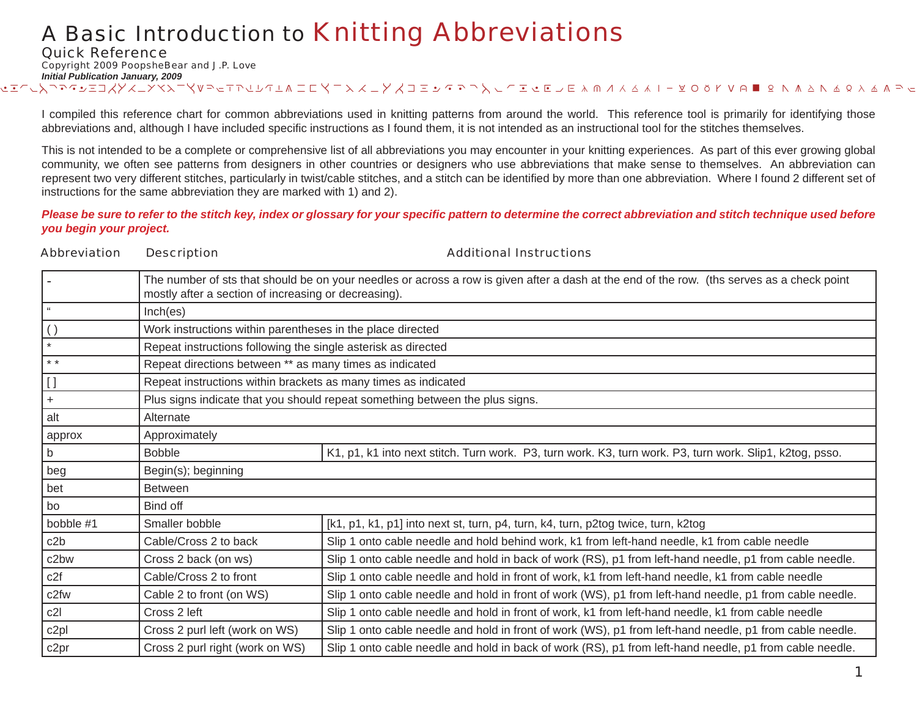# A Basic Introduction to Knitting Abbreviations

## Quick Reference

Copyright 2009 PoopsheBear and J .P. Love

***Initial Publication January, 2009***

I compiled this reference chart for common abbreviations used in knitting patterns from around the world. This reference tool is primarily for identifying those abbreviations and, although I have included specific instructions as I found them, it is not intended as an instructional tool for the stitches themselves.

This is not intended to be a complete or comprehensive list of all abbreviations you may encounter in your knitting experiences. As part of this ever growing global community, we often see patterns from designers in other countries or designers who use abbreviations that make sense to themselves. An abbreviation can represent two very different stitches, particularly in twist/cable stitches, and a stitch can be identified by more than one abbreviation. Where I found 2 different set of instructions for the same abbreviation they are marked with 1) and 2).

***Please be sure to refer to the stitch key, index or glossary for your specific pattern to determine the correct abbreviation and stitch technique used before you begin your project.***

| Abbreviation | Description | Additional Instructions |
|---|---|---|
| - | The number of sts that should be on your needles or across a row is given after a dash at the end of the row. (ths serves as a check point mostly after a section of increasing or decreasing). | |
| " | Inch(es) | |
| ( ) | Work instructions within parentheses in the place directed | |
| * | Repeat instructions following the single asterisk as directed | |
| * * | Repeat directions between ** as many times as indicated | |
| [ ] | Repeat instructions within brackets as many times as indicated | |
| + | Plus signs indicate that you should repeat something between the plus signs. | |
| alt | Alternate | |
| approx | Approximately | |
| b | Bobble | K1, p1, k1 into next stitch. Turn work. P3, turn work. K3, turn work. P3, turn work. Slip1, k2tog, psso. |
| beg | Begin(s); beginning | |
| bet | Between | |
| bo | Bind off | |
| bobble #1 | Smaller bobble | [k1, p1, k1, p1] into next st, turn, p4, turn, k4, turn, p2tog twice, turn, k2tog |
| c2b | Cable/Cross 2 to back | Slip 1 onto cable needle and hold behind work, k1 from left-hand needle, k1 from cable needle |
| c2bw | Cross 2 back (on ws) | Slip 1 onto cable needle and hold in back of work (RS), p1 from left-hand needle, p1 from cable needle. |
| c2f | Cable/Cross 2 to front | Slip 1 onto cable needle and hold in front of work, k1 from left-hand needle, k1 from cable needle |
| c2fw | Cable 2 to front (on WS) | Slip 1 onto cable needle and hold in front of work (WS), p1 from left-hand needle, p1 from cable needle. |
| c2l | Cross 2 left | Slip 1 onto cable needle and hold in front of work, k1 from left-hand needle, k1 from cable needle |
| c2pl | Cross 2 purl left (work on WS) | Slip 1 onto cable needle and hold in front of work (WS), p1 from left-hand needle, p1 from cable needle. |
| c2pr | Cross 2 purl right (work on WS) | Slip 1 onto cable needle and hold in back of work (RS), p1 from left-hand needle, p1 from cable needle. |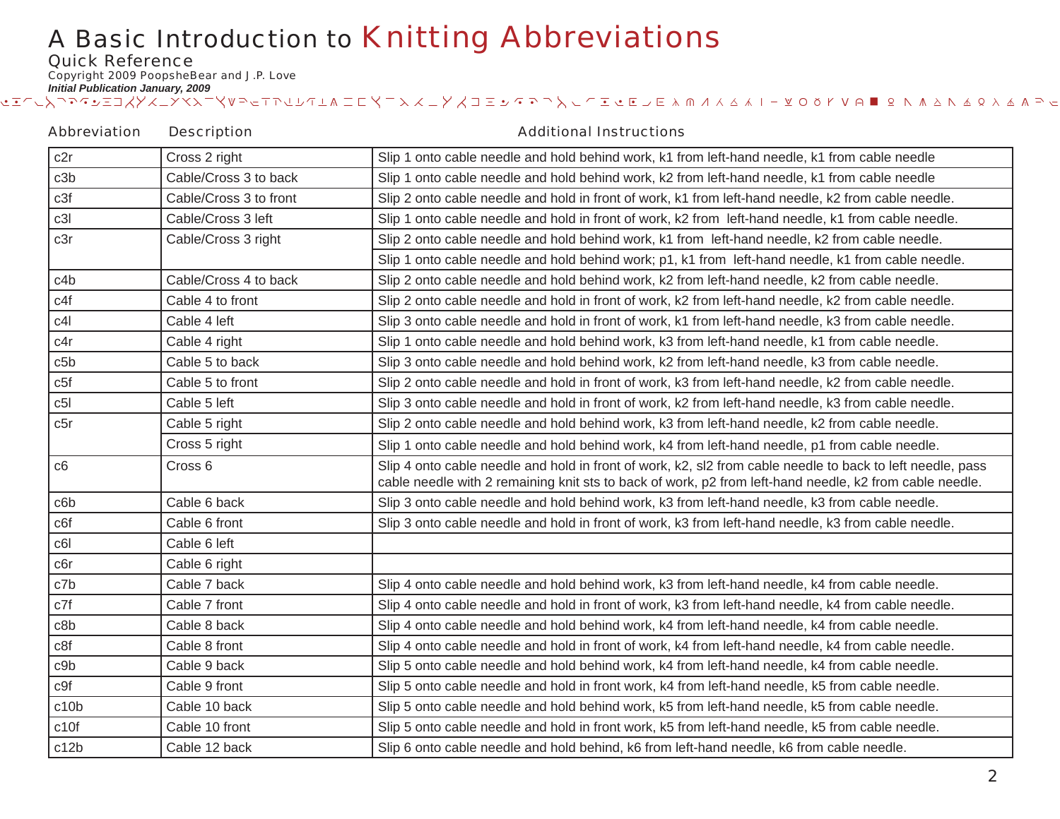# A Basic Introduction to Knitting Abbreviations

Quick Reference

Copyright 2009 PoopsheBear and J .P. Love

*Initial Publication January, 2009*

| Abbreviation | Description | Additional Instructions |
|---|---|---|
| c2r | Cross 2 right | Slip 1 onto cable needle and hold behind work, k1 from left-hand needle, k1 from cable needle |
| c3b | Cable/Cross 3 to back | Slip 1 onto cable needle and hold behind work, k2 from left-hand needle, k1 from cable needle |
| c3f | Cable/Cross 3 to front | Slip 2 onto cable needle and hold in front of work, k1 from left-hand needle, k2 from cable needle. |
| c3l | Cable/Cross 3 left | Slip 1 onto cable needle and hold in front of work, k2 from left-hand needle, k1 from cable needle. |
| c3r | Cable/Cross 3 right | Slip 2 onto cable needle and hold behind work, k1 from left-hand needle, k2 from cable needle. |
| | | Slip 1 onto cable needle and hold behind work; p1, k1 from left-hand needle, k1 from cable needle. |
| c4b | Cable/Cross 4 to back | Slip 2 onto cable needle and hold behind work, k2 from left-hand needle, k2 from cable needle. |
| c4f | Cable 4 to front | Slip 2 onto cable needle and hold in front of work, k2 from left-hand needle, k2 from cable needle. |
| c4l | Cable 4 left | Slip 3 onto cable needle and hold in front of work, k1 from left-hand needle, k3 from cable needle. |
| c4r | Cable 4 right | Slip 1 onto cable needle and hold behind work, k3 from left-hand needle, k1 from cable needle. |
| c5b | Cable 5 to back | Slip 3 onto cable needle and hold behind work, k2 from left-hand needle, k3 from cable needle. |
| c5f | Cable 5 to front | Slip 2 onto cable needle and hold in front of work, k3 from left-hand needle, k2 from cable needle. |
| c5l | Cable 5 left | Slip 3 onto cable needle and hold in front of work, k2 from left-hand needle, k3 from cable needle. |
| c5r | Cable 5 right | Slip 2 onto cable needle and hold behind work, k3 from left-hand needle, k2 from cable needle. |
| | Cross 5 right | Slip 1 onto cable needle and hold behind work, k4 from left-hand needle, p1 from cable needle. |
| c6 | Cross 6 | Slip 4 onto cable needle and hold in front of work, k2, sl2 from cable needle to back to left needle, pass cable needle with 2 remaining knit sts to back of work, p2 from left-hand needle, k2 from cable needle. |
| c6b | Cable 6 back | Slip 3 onto cable needle and hold behind work, k3 from left-hand needle, k3 from cable needle. |
| c6f | Cable 6 front | Slip 3 onto cable needle and hold in front of work, k3 from left-hand needle, k3 from cable needle. |
| c6l | Cable 6 left | |
| c6r | Cable 6 right | |
| c7b | Cable 7 back | Slip 4 onto cable needle and hold behind work, k3 from left-hand needle, k4 from cable needle. |
| c7f | Cable 7 front | Slip 4 onto cable needle and hold in front of work, k3 from left-hand needle, k4 from cable needle. |
| c8b | Cable 8 back | Slip 4 onto cable needle and hold behind work, k4 from left-hand needle, k4 from cable needle. |
| c8f | Cable 8 front | Slip 4 onto cable needle and hold in front of work, k4 from left-hand needle, k4 from cable needle. |
| c9b | Cable 9 back | Slip 5 onto cable needle and hold behind work, k4 from left-hand needle, k4 from cable needle. |
| c9f | Cable 9 front | Slip 5 onto cable needle and hold in front work, k4 from left-hand needle, k5 from cable needle. |
| c10b | Cable 10 back | Slip 5 onto cable needle and hold behind work, k5 from left-hand needle, k5 from cable needle. |
| c10f | Cable 10 front | Slip 5 onto cable needle and hold in front work, k5 from left-hand needle, k5 from cable needle. |
| c12b | Cable 12 back | Slip 6 onto cable needle and hold behind, k6 from left-hand needle, k6 from cable needle. |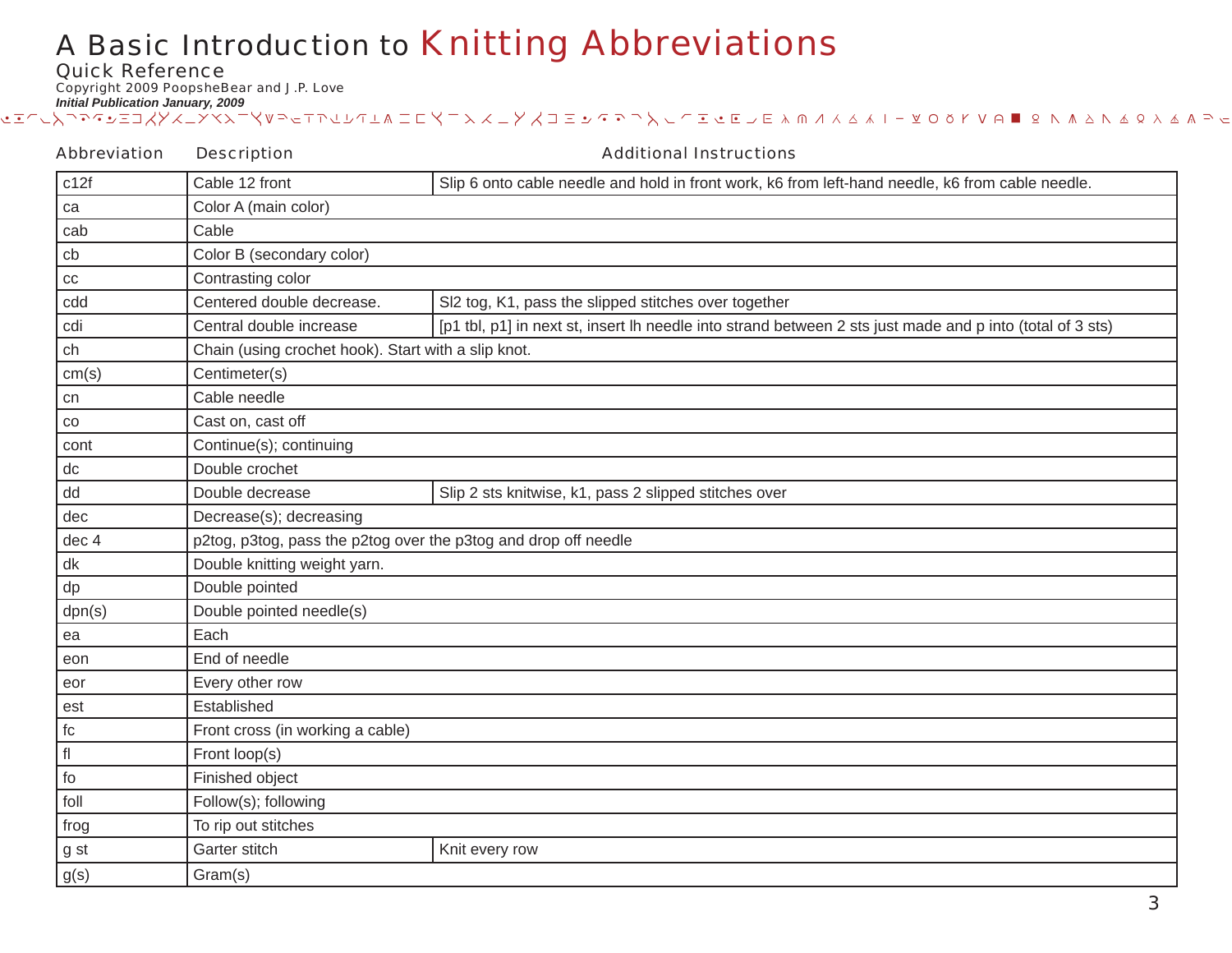# A Basic Introduction to Knitting Abbreviations

## Quick Reference

Copyright 2009 PoopsheBear and J .P. Love

***Initial Publication January, 2009***

| Abbreviation | Description | Additional Instructions |
|---|---|---|
| c12f | Cable 12 front | Slip 6 onto cable needle and hold in front work, k6 from left-hand needle, k6 from cable needle. |
| ca | Color A (main color) | |
| cab | Cable | |
| cb | Color B (secondary color) | |
| cc | Contrasting color | |
| cdd | Centered double decrease. | Sl2 tog, K1, pass the slipped stitches over together |
| cdi | Central double increase | [p1 tbl, p1] in next st, insert lh needle into strand between 2 sts just made and p into (total of 3 sts) |
| ch | Chain (using crochet hook). Start with a slip knot. | |
| cm(s) | Centimeter(s) | |
| cn | Cable needle | |
| co | Cast on, cast off | |
| cont | Continue(s); continuing | |
| dc | Double crochet | |
| dd | Double decrease | Slip 2 sts knitwise, k1, pass 2 slipped stitches over |
| dec | Decrease(s); decreasing | |
| dec 4 | p2tog, p3tog, pass the p2tog over the p3tog and drop off needle | |
| dk | Double knitting weight yarn. | |
| dp | Double pointed | |
| dpn(s) | Double pointed needle(s) | |
| ea | Each | |
| eon | End of needle | |
| eor | Every other row | |
| est | Established | |
| fc | Front cross (in working a cable) | |
| fl | Front loop(s) | |
| fo | Finished object | |
| foll | Follow(s); following | |
| frog | To rip out stitches | |
| g st | Garter stitch | Knit every row |
| g(s) | Gram(s) | |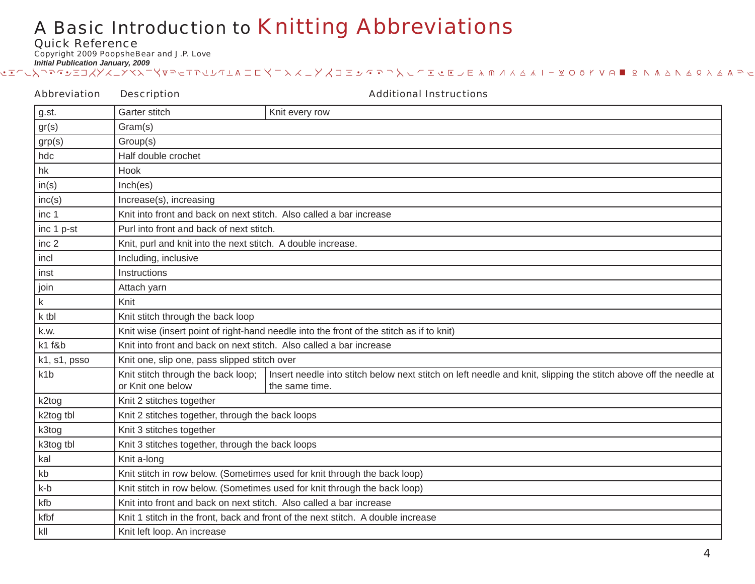# A Basic Introduction to Knitting Abbreviations

## Quick Reference

Copyright 2009 PoopsheBear and J .P. Love

***Initial Publication January, 2009***

| Abbreviation | Description | Additional Instructions |
|---|---|---|
| g.st. | Garter stitch | Knit every row |
| gr(s) | Gram(s) | |
| grp(s) | Group(s) | |
| hdc | Half double crochet | |
| hk | Hook | |
| in(s) | Inch(es) | |
| inc(s) | Increase(s), increasing | |
| inc 1 | Knit into front and back on next stitch. Also called a bar increase | |
| inc 1 p-st | Purl into front and back of next stitch. | |
| inc 2 | Knit, purl and knit into the next stitch. A double increase. | |
| incl | Including, inclusive | |
| inst | Instructions | |
| join | Attach yarn | |
| k | Knit | |
| k tbl | Knit stitch through the back loop | |
| k.w. | Knit wise (insert point of right-hand needle into the front of the stitch as if to knit) | |
| k1 f&b | Knit into front and back on next stitch. Also called a bar increase | |
| k1, s1, psso | Knit one, slip one, pass slipped stitch over | |
| k1b | Knit stitch through the back loop; or Knit one below | Insert needle into stitch below next stitch on left needle and knit, slipping the stitch above off the needle at the same time. |
| k2tog | Knit 2 stitches together | |
| k2tog tbl | Knit 2 stitches together, through the back loops | |
| k3tog | Knit 3 stitches together | |
| k3tog tbl | Knit 3 stitches together, through the back loops | |
| kal | Knit a-long | |
| kb | Knit stitch in row below. (Sometimes used for knit through the back loop) | |
| k-b | Knit stitch in row below. (Sometimes used for knit through the back loop) | |
| kfb | Knit into front and back on next stitch. Also called a bar increase | |
| kfbf | Knit 1 stitch in the front, back and front of the next stitch. A double increase | |
| kll | Knit left loop. An increase | |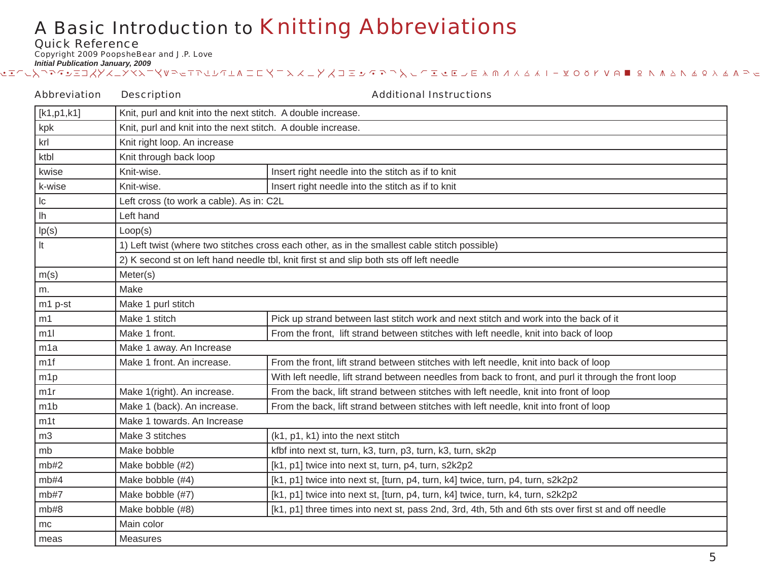# A Basic Introduction to Knitting Abbreviations

## Quick Reference

Copyright 2009 PoopsheBear and J .P. Love

***Initial Publication January, 2009***

| Abbreviation | Description | Additional Instructions |
|---|---|---|
| [k1,p1,k1] | Knit, purl and knit into the next stitch. A double increase. | |
| kpk | Knit, purl and knit into the next stitch. A double increase. | |
| krl | Knit right loop. An increase | |
| ktbl | Knit through back loop | |
| kwise | Knit-wise. | Insert right needle into the stitch as if to knit |
| k-wise | Knit-wise. | Insert right needle into the stitch as if to knit |
| lc | Left cross (to work a cable). As in: C2L | |
| lh | Left hand | |
| lp(s) | Loop(s) | |
| lt | 1) Left twist (where two stitches cross each other, as in the smallest cable stitch possible) | |
| | 2) K second st on left hand needle tbl, knit first st and slip both sts off left needle | |
| m(s) | Meter(s) | |
| m. | Make | |
| m1 p-st | Make 1 purl stitch | |
| m1 | Make 1 stitch | Pick up strand between last stitch work and next stitch and work into the back of it |
| m1l | Make 1 front. | From the front, lift strand between stitches with left needle, knit into back of loop |
| m1a | Make 1 away. An Increase | |
| m1f | Make 1 front. An increase. | From the front, lift strand between stitches with left needle, knit into back of loop |
| m1p | | With left needle, lift strand between needles from back to front, and purl it through the front loop |
| m1r | Make 1(right). An increase. | From the back, lift strand between stitches with left needle, knit into front of loop |
| m1b | Make 1 (back). An increase. | From the back, lift strand between stitches with left needle, knit into front of loop |
| m1t | Make 1 towards. An Increase | |
| m3 | Make 3 stitches | (k1, p1, k1) into the next stitch |
| mb | Make bobble | kfbf into next st, turn, k3, turn, p3, turn, k3, turn, sk2p |
| mb#2 | Make bobble (#2) | [k1, p1] twice into next st, turn, p4, turn, s2k2p2 |
| mb#4 | Make bobble (#4) | [k1, p1] twice into next st, [turn, p4, turn, k4] twice, turn, p4, turn, s2k2p2 |
| mb#7 | Make bobble (#7) | [k1, p1] twice into next st, [turn, p4, turn, k4] twice, turn, k4, turn, s2k2p2 |
| mb#8 | Make bobble (#8) | [k1, p1] three times into next st, pass 2nd, 3rd, 4th, 5th and 6th sts over first st and off needle |
| mc | Main color | |
| meas | Measures | |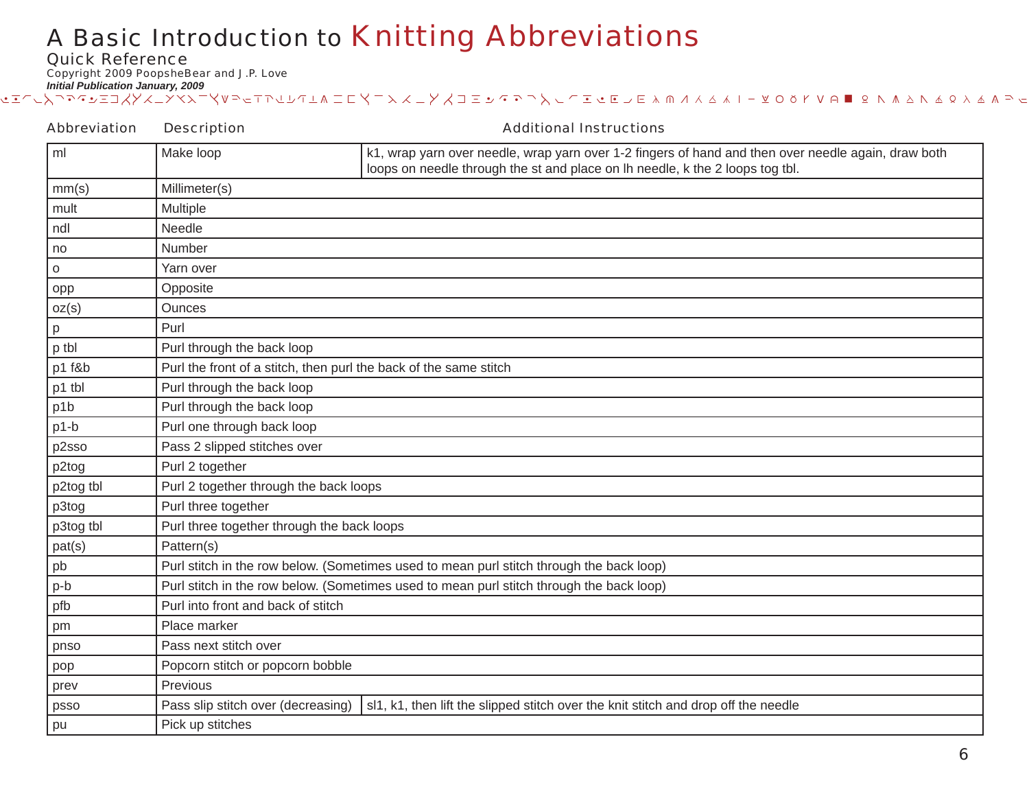# A Basic Introduction to Knitting Abbreviations

## Quick Reference

Copyright 2009 PoopsheBear and J .P. Love

***Initial Publication January, 2009***

| Abbreviation | Description | Additional Instructions |
|---|---|---|
| ml | Make loop | k1, wrap yarn over needle, wrap yarn over 1-2 fingers of hand and then over needle again, draw both loops on needle through the st and place on lh needle, k the 2 loops tog tbl. |
| mm(s) | Millimeter(s) | |
| mult | Multiple | |
| ndl | Needle | |
| no | Number | |
| o | Yarn over | |
| opp | Opposite | |
| oz(s) | Ounces | |
| p | Purl | |
| p tbl | Purl through the back loop | |
| p1 f&b | Purl the front of a stitch, then purl the back of the same stitch | |
| p1 tbl | Purl through the back loop | |
| p1b | Purl through the back loop | |
| p1-b | Purl one through back loop | |
| p2sso | Pass 2 slipped stitches over | |
| p2tog | Purl 2 together | |
| p2tog tbl | Purl 2 together through the back loops | |
| p3tog | Purl three together | |
| p3tog tbl | Purl three together through the back loops | |
| pat(s) | Pattern(s) | |
| pb | Purl stitch in the row below. (Sometimes used to mean purl stitch through the back loop) | |
| p-b | Purl stitch in the row below. (Sometimes used to mean purl stitch through the back loop) | |
| pfb | Purl into front and back of stitch | |
| pm | Place marker | |
| pnso | Pass next stitch over | |
| pop | Popcorn stitch or popcorn bobble | |
| prev | Previous | |
| psso | Pass slip stitch over (decreasing) | sl1, k1, then lift the slipped stitch over the knit stitch and drop off the needle |
| pu | Pick up stitches | |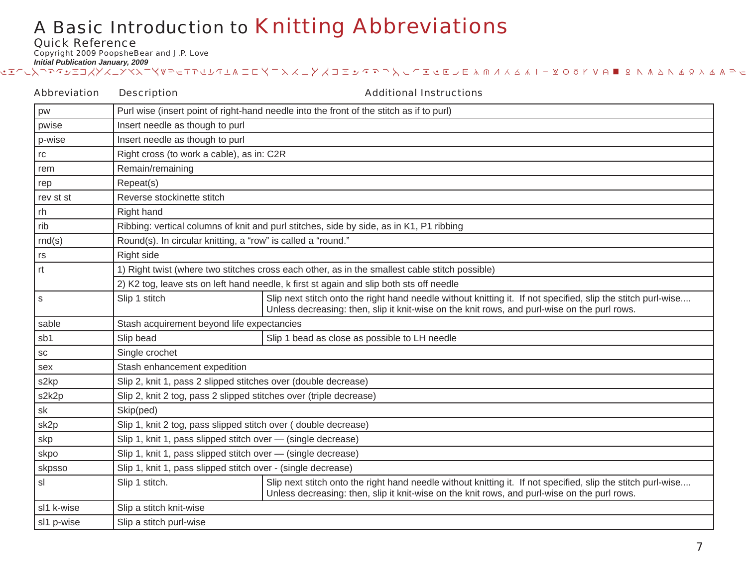# A Basic Introduction to Knitting Abbreviations

Quick Reference

Copyright 2009 PoopsheBear and J .P. Love

***Initial Publication January, 2009***

| Abbreviation | Description | Additional Instructions |
|---|---|---|
| pw | Purl wise (insert point of right-hand needle into the front of the stitch as if to purl) | |
| pwise | Insert needle as though to purl | |
| p-wise | Insert needle as though to purl | |
| rc | Right cross (to work a cable), as in: C2R | |
| rem | Remain/remaining | |
| rep | Repeat(s) | |
| rev st st | Reverse stockinette stitch | |
| rh | Right hand | |
| rib | Ribbing: vertical columns of knit and purl stitches, side by side, as in K1, P1 ribbing | |
| rnd(s) | Round(s). In circular knitting, a “row” is called a “round.” | |
| rs | Right side | |
| rt | 1) Right twist (where two stitches cross each other, as in the smallest cable stitch possible) | |
| | 2) K2 tog, leave sts on left hand needle, k first st again and slip both sts off needle | |
| s | Slip 1 stitch | Slip next stitch onto the right hand needle without knitting it. If not specified, slip the stitch purl-wise.... Unless decreasing: then, slip it knit-wise on the knit rows, and purl-wise on the purl rows. |
| sable | Stash acquirement beyond life expectancies | |
| sb1 | Slip bead | Slip 1 bead as close as possible to LH needle |
| sc | Single crochet | |
| sex | Stash enhancement expedition | |
| s2kp | Slip 2, knit 1, pass 2 slipped stitches over (double decrease) | |
| s2k2p | Slip 2, knit 2 tog, pass 2 slipped stitches over (triple decrease) | |
| sk | Skip(ped) | |
| sk2p | Slip 1, knit 2 tog, pass slipped stitch over ( double decrease) | |
| skp | Slip 1, knit 1, pass slipped stitch over — (single decrease) | |
| skpo | Slip 1, knit 1, pass slipped stitch over — (single decrease) | |
| skpsso | Slip 1, knit 1, pass slipped stitch over - (single decrease) | |
| sl | Slip 1 stitch. | Slip next stitch onto the right hand needle without knitting it. If not specified, slip the stitch purl-wise.... Unless decreasing: then, slip it knit-wise on the knit rows, and purl-wise on the purl rows. |
| sl1 k-wise | Slip a stitch knit-wise | |
| sl1 p-wise | Slip a stitch purl-wise | |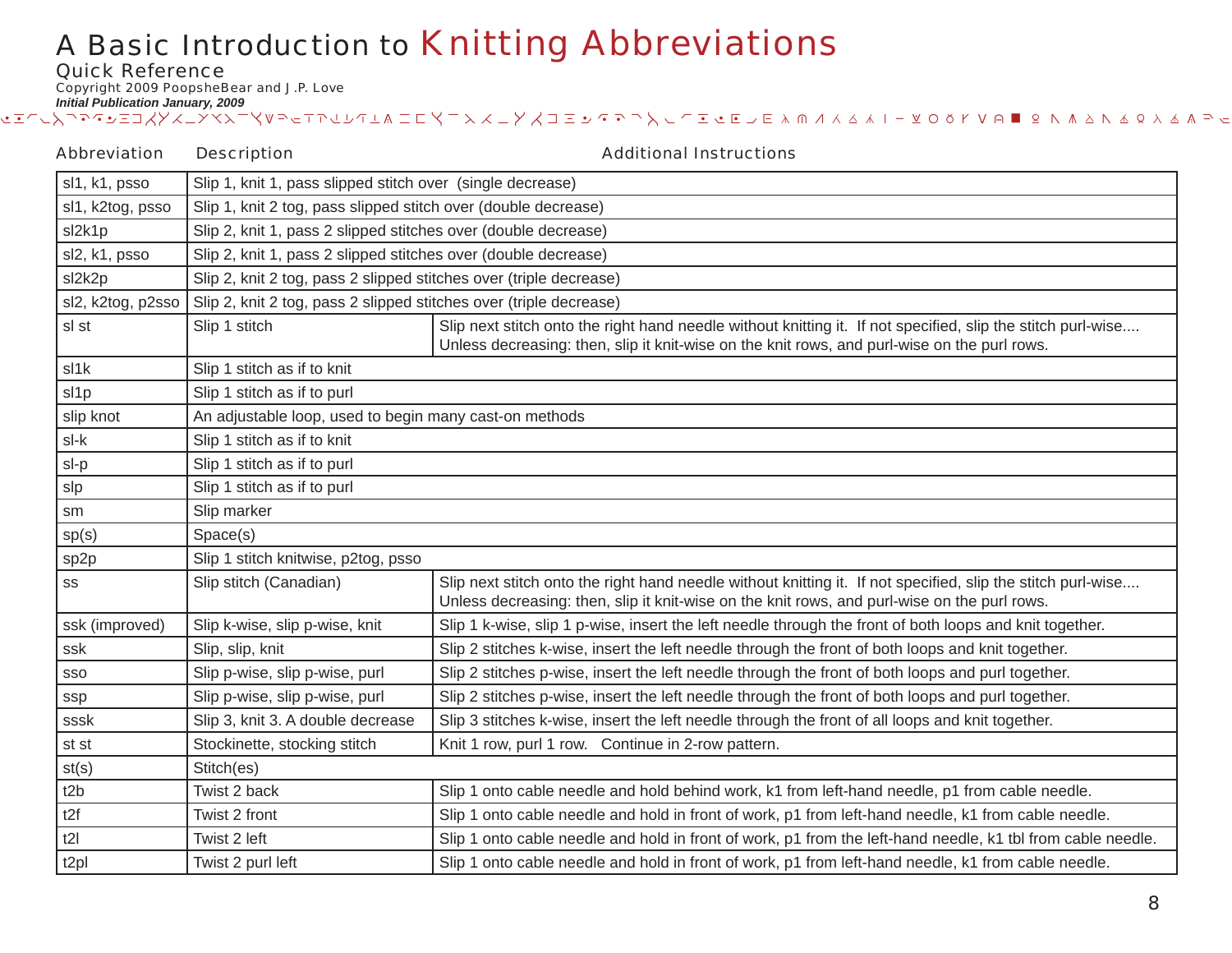# A Basic Introduction to Knitting Abbreviations

Quick Reference

Copyright 2009 PoopsheBear and J .P. Love

***Initial Publication January, 2009***

| Abbreviation | Description | Additional Instructions |
|---|---|---|
| sl1, k1, psso | Slip 1, knit 1, pass slipped stitch over (single decrease) | |
| sl1, k2tog, psso | Slip 1, knit 2 tog, pass slipped stitch over (double decrease) | |
| sl2k1p | Slip 2, knit 1, pass 2 slipped stitches over (double decrease) | |
| sl2, k1, psso | Slip 2, knit 1, pass 2 slipped stitches over (double decrease) | |
| sl2k2p | Slip 2, knit 2 tog, pass 2 slipped stitches over (triple decrease) | |
| sl2, k2tog, p2sso | Slip 2, knit 2 tog, pass 2 slipped stitches over (triple decrease) | |
| sl st | Slip 1 stitch | Slip next stitch onto the right hand needle without knitting it. If not specified, slip the stitch purl-wise.... Unless decreasing: then, slip it knit-wise on the knit rows, and purl-wise on the purl rows. |
| sl1k | Slip 1 stitch as if to knit | |
| sl1p | Slip 1 stitch as if to purl | |
| slip knot | An adjustable loop, used to begin many cast-on methods | |
| sl-k | Slip 1 stitch as if to knit | |
| sl-p | Slip 1 stitch as if to purl | |
| slp | Slip 1 stitch as if to purl | |
| sm | Slip marker | |
| sp(s) | Space(s) | |
| sp2p | Slip 1 stitch knitwise, p2tog, psso | |
| ss | Slip stitch (Canadian) | Slip next stitch onto the right hand needle without knitting it. If not specified, slip the stitch purl-wise.... Unless decreasing: then, slip it knit-wise on the knit rows, and purl-wise on the purl rows. |
| ssk (improved) | Slip k-wise, slip p-wise, knit | Slip 1 k-wise, slip 1 p-wise, insert the left needle through the front of both loops and knit together. |
| ssk | Slip, slip, knit | Slip 2 stitches k-wise, insert the left needle through the front of both loops and knit together. |
| sso | Slip p-wise, slip p-wise, purl | Slip 2 stitches p-wise, insert the left needle through the front of both loops and purl together. |
| ssp | Slip p-wise, slip p-wise, purl | Slip 2 stitches p-wise, insert the left needle through the front of both loops and purl together. |
| sssk | Slip 3, knit 3. A double decrease | Slip 3 stitches k-wise, insert the left needle through the front of all loops and knit together. |
| st st | Stockinette, stocking stitch | Knit 1 row, purl 1 row. Continue in 2-row pattern. |
| st(s) | Stitch(es) | |
| t2b | Twist 2 back | Slip 1 onto cable needle and hold behind work, k1 from left-hand needle, p1 from cable needle. |
| t2f | Twist 2 front | Slip 1 onto cable needle and hold in front of work, p1 from left-hand needle, k1 from cable needle. |
| t2l | Twist 2 left | Slip 1 onto cable needle and hold in front of work, p1 from the left-hand needle, k1 tbl from cable needle. |
| t2pl | Twist 2 purl left | Slip 1 onto cable needle and hold in front of work, p1 from left-hand needle, k1 from cable needle. |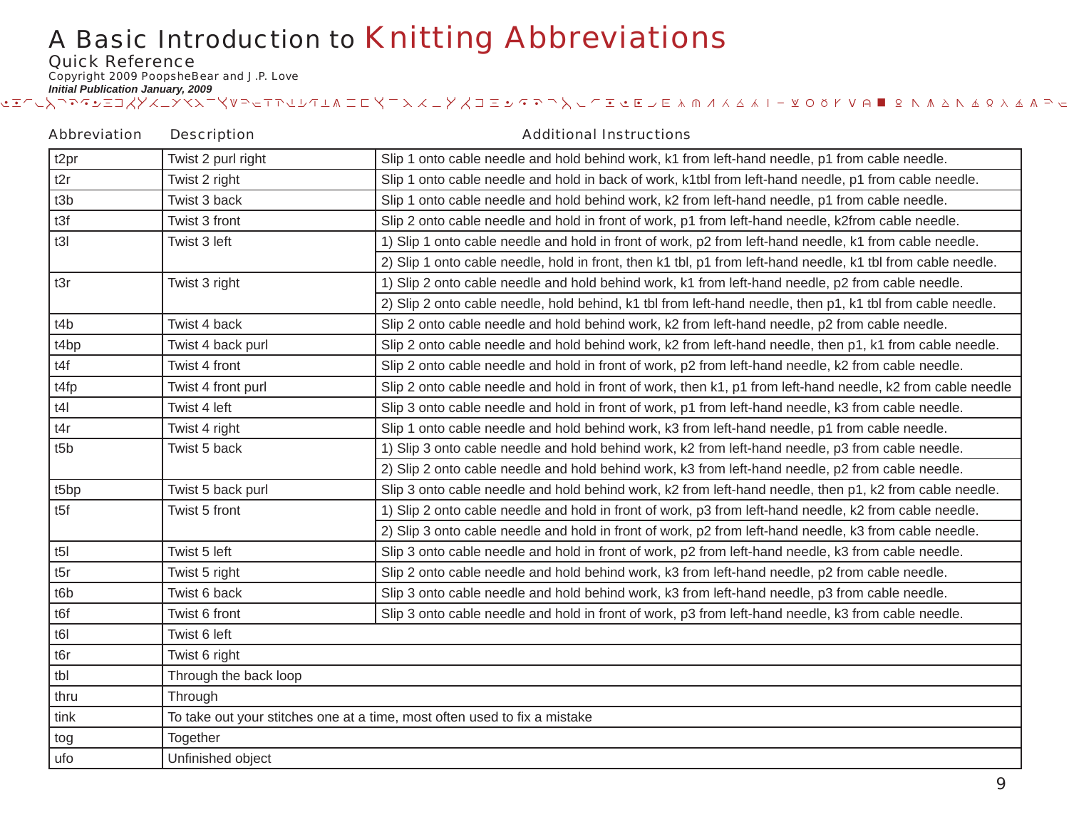# A Basic Introduction to Knitting Abbreviations

Quick Reference

Copyright 2009 PoopsheBear and J .P. Love

***Initial Publication January, 2009***

| Abbreviation | Description | Additional Instructions |
|---|---|---|
| t2pr | Twist 2 purl right | Slip 1 onto cable needle and hold behind work, k1 from left-hand needle, p1 from cable needle. |
| t2r | Twist 2 right | Slip 1 onto cable needle and hold in back of work, k1tbl from left-hand needle, p1 from cable needle. |
| t3b | Twist 3 back | Slip 1 onto cable needle and hold behind work, k2 from left-hand needle, p1 from cable needle. |
| t3f | Twist 3 front | Slip 2 onto cable needle and hold in front of work, p1 from left-hand needle, k2from cable needle. |
| t3l | Twist 3 left | 1) Slip 1 onto cable needle and hold in front of work, p2 from left-hand needle, k1 from cable needle. |
| | | 2) Slip 1 onto cable needle, hold in front, then k1 tbl, p1 from left-hand needle, k1 tbl from cable needle. |
| t3r | Twist 3 right | 1) Slip 2 onto cable needle and hold behind work, k1 from left-hand needle, p2 from cable needle. |
| | | 2) Slip 2 onto cable needle, hold behind, k1 tbl from left-hand needle, then p1, k1 tbl from cable needle. |
| t4b | Twist 4 back | Slip 2 onto cable needle and hold behind work, k2 from left-hand needle, p2 from cable needle. |
| t4bp | Twist 4 back purl | Slip 2 onto cable needle and hold behind work, k2 from left-hand needle, then p1, k1 from cable needle. |
| t4f | Twist 4 front | Slip 2 onto cable needle and hold in front of work, p2 from left-hand needle, k2 from cable needle. |
| t4fp | Twist 4 front purl | Slip 2 onto cable needle and hold in front of work, then k1, p1 from left-hand needle, k2 from cable needle |
| t4l | Twist 4 left | Slip 3 onto cable needle and hold in front of work, p1 from left-hand needle, k3 from cable needle. |
| t4r | Twist 4 right | Slip 1 onto cable needle and hold behind work, k3 from left-hand needle, p1 from cable needle. |
| t5b | Twist 5 back | 1) Slip 3 onto cable needle and hold behind work, k2 from left-hand needle, p3 from cable needle. |
| | | 2) Slip 2 onto cable needle and hold behind work, k3 from left-hand needle, p2 from cable needle. |
| t5bp | Twist 5 back purl | Slip 3 onto cable needle and hold behind work, k2 from left-hand needle, then p1, k2 from cable needle. |
| t5f | Twist 5 front | 1) Slip 2 onto cable needle and hold in front of work, p3 from left-hand needle, k2 from cable needle. |
| | | 2) Slip 3 onto cable needle and hold in front of work, p2 from left-hand needle, k3 from cable needle. |
| t5l | Twist 5 left | Slip 3 onto cable needle and hold in front of work, p2 from left-hand needle, k3 from cable needle. |
| t5r | Twist 5 right | Slip 2 onto cable needle and hold behind work, k3 from left-hand needle, p2 from cable needle. |
| t6b | Twist 6 back | Slip 3 onto cable needle and hold behind work, k3 from left-hand needle, p3 from cable needle. |
| t6f | Twist 6 front | Slip 3 onto cable needle and hold in front of work, p3 from left-hand needle, k3 from cable needle. |
| t6l | Twist 6 left | |
| t6r | Twist 6 right | |
| tbl | Through the back loop | |
| thru | Through | |
| tink | To take out your stitches one at a time, most often used to fix a mistake | |
| tog | Together | |
| ufo | Unfinished object | |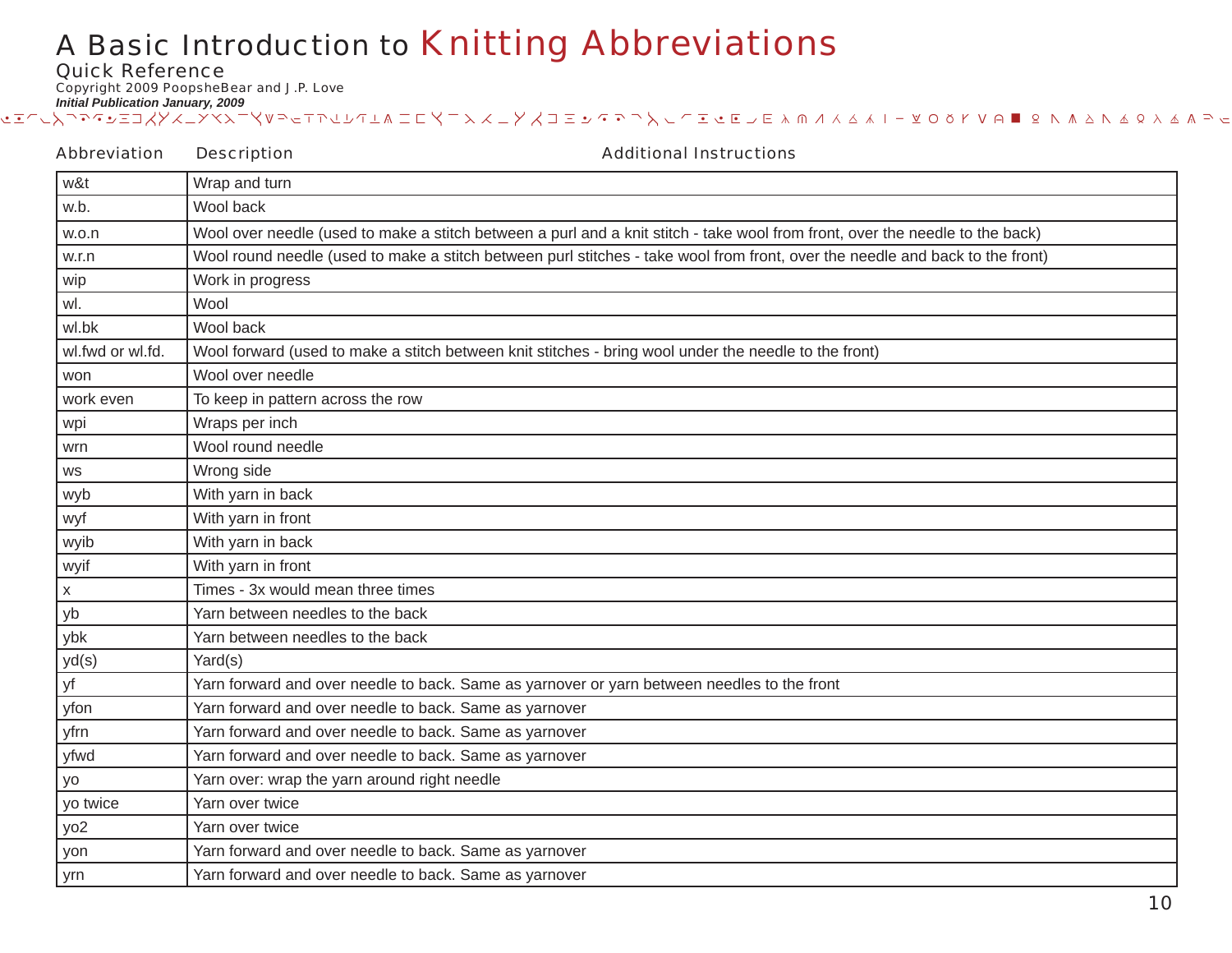# A Basic Introduction to Knitting Abbreviations

Quick Reference

Copyright 2009 PoopsheBear and J .P. Love

***Initial Publication January, 2009***

| Abbreviation | Description | Additional Instructions |
|---|---|---|
| w&t | Wrap and turn | |
| w.b. | Wool back | |
| w.o.n | Wool over needle (used to make a stitch between a purl and a knit stitch - take wool from front, over the needle to the back) | |
| w.r.n | Wool round needle (used to make a stitch between purl stitches - take wool from front, over the needle and back to the front) | |
| wip | Work in progress | |
| wl. | Wool | |
| wl.bk | Wool back | |
| wl.fwd or wl.fd. | Wool forward (used to make a stitch between knit stitches - bring wool under the needle to the front) | |
| won | Wool over needle | |
| work even | To keep in pattern across the row | |
| wpi | Wraps per inch | |
| wrn | Wool round needle | |
| ws | Wrong side | |
| wyb | With yarn in back | |
| wyf | With yarn in front | |
| wyib | With yarn in back | |
| wyif | With yarn in front | |
| x | Times - 3x would mean three times | |
| yb | Yarn between needles to the back | |
| ybk | Yarn between needles to the back | |
| yd(s) | Yard(s) | |
| yf | Yarn forward and over needle to back. Same as yarnover or yarn between needles to the front | |
| yfon | Yarn forward and over needle to back. Same as yarnover | |
| yfrn | Yarn forward and over needle to back. Same as yarnover | |
| yfwd | Yarn forward and over needle to back. Same as yarnover | |
| yo | Yarn over: wrap the yarn around right needle | |
| yo twice | Yarn over twice | |
| yo2 | Yarn over twice | |
| yon | Yarn forward and over needle to back. Same as yarnover | |
| yrn | Yarn forward and over needle to back. Same as yarnover | |